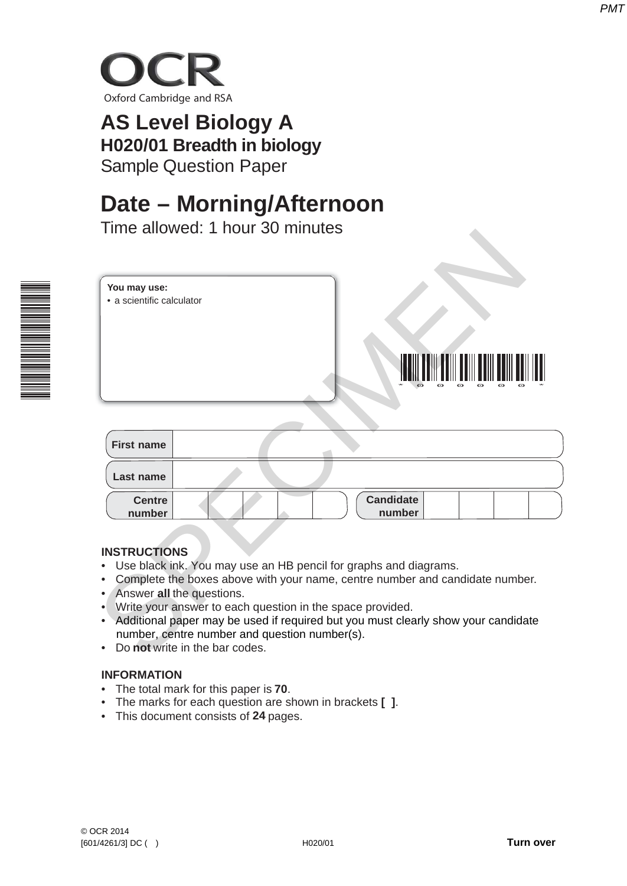# OCR

Oxford Cambridge and RSA

## AS Level Biology A

### H020/01 Breadth in biology

Sample Question Paper

## Date – Morning/Afternoon

Time allowed: 1 hour 30 minutes

**You may use:**
- a scientific calculator

| First name | |
|---|---|
| Last name | |

| Centre number | | | | | | Candidate number | | | | |
|---|---|---|---|---|---|---|---|---|---|---|

**INSTRUCTIONS**
- Use black ink. You may use an HB pencil for graphs and diagrams.
- Complete the boxes above with your name, centre number and candidate number.
- Answer **all** the questions.
- Write your answer to each question in the space provided.
- Additional paper may be used if required but you must clearly show your candidate number, centre number and question number(s).
- Do **not** write in the bar codes.

**INFORMATION**
- The total mark for this paper is **70**.
- The marks for each question are shown in brackets **[ ]**.
- This document consists of **24** pages.

© OCR 2014
[601/4261/3] DC ( )
H020/01
**Turn over**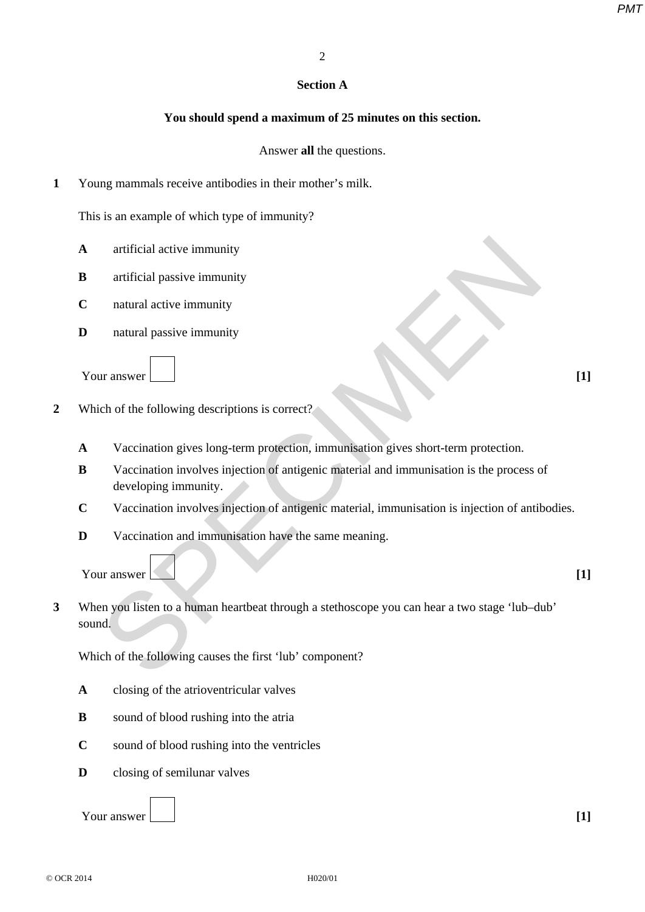## Section A

**You should spend a maximum of 25 minutes on this section.**

Answer **all** the questions.

**1** Young mammals receive antibodies in their mother's milk.

This is an example of which type of immunity?

**A** artificial active immunity

**B** artificial passive immunity

**C** natural active immunity

**D** natural passive immunity

Your answer [ ] **[1]**

**2** Which of the following descriptions is correct?

**A** Vaccination gives long-term protection, immunisation gives short-term protection.

**B** Vaccination involves injection of antigenic material and immunisation is the process of developing immunity.

**C** Vaccination involves injection of antigenic material, immunisation is injection of antibodies.

**D** Vaccination and immunisation have the same meaning.

Your answer [ ] **[1]**

**3** When you listen to a human heartbeat through a stethoscope you can hear a two stage 'lub–dub' sound.

Which of the following causes the first 'lub' component?

**A** closing of the atrioventricular valves

**B** sound of blood rushing into the atria

**C** sound of blood rushing into the ventricles

**D** closing of semilunar valves

Your answer [ ] **[1]**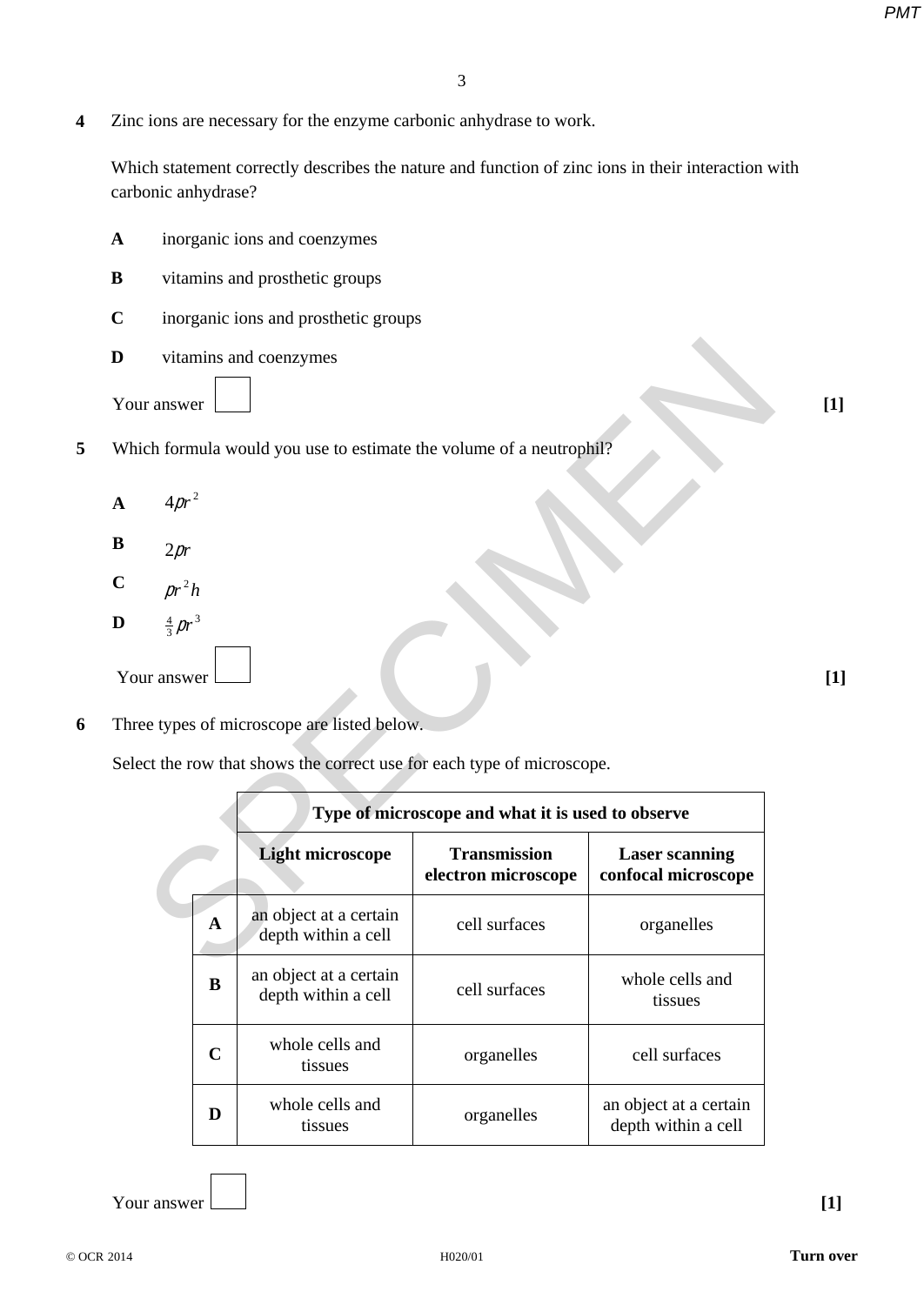**4** Zinc ions are necessary for the enzyme carbonic anhydrase to work.

Which statement correctly describes the nature and function of zinc ions in their interaction with carbonic anhydrase?

**A** inorganic ions and coenzymes

**B** vitamins and prosthetic groups

**C** inorganic ions and prosthetic groups

**D** vitamins and coenzymes

Your answer ☐ **[1]**

**5** Which formula would you use to estimate the volume of a neutrophil?

**A** $4\pi r^2$

**B** $2\pi r$

**C** $\pi r^2 h$

**D** $\frac{4}{3}\pi r^3$

Your answer ☐ **[1]**

**6** Three types of microscope are listed below.

Select the row that shows the correct use for each type of microscope.

| | Type of microscope and what it is used to observe | | |
|---|---|---|---|
| | **Light microscope** | **Transmission electron microscope** | **Laser scanning confocal microscope** |
| **A** | an object at a certain depth within a cell | cell surfaces | organelles |
| **B** | an object at a certain depth within a cell | cell surfaces | whole cells and tissues |
| **C** | whole cells and tissues | organelles | cell surfaces |
| **D** | whole cells and tissues | organelles | an object at a certain depth within a cell |

Your answer ☐ **[1]**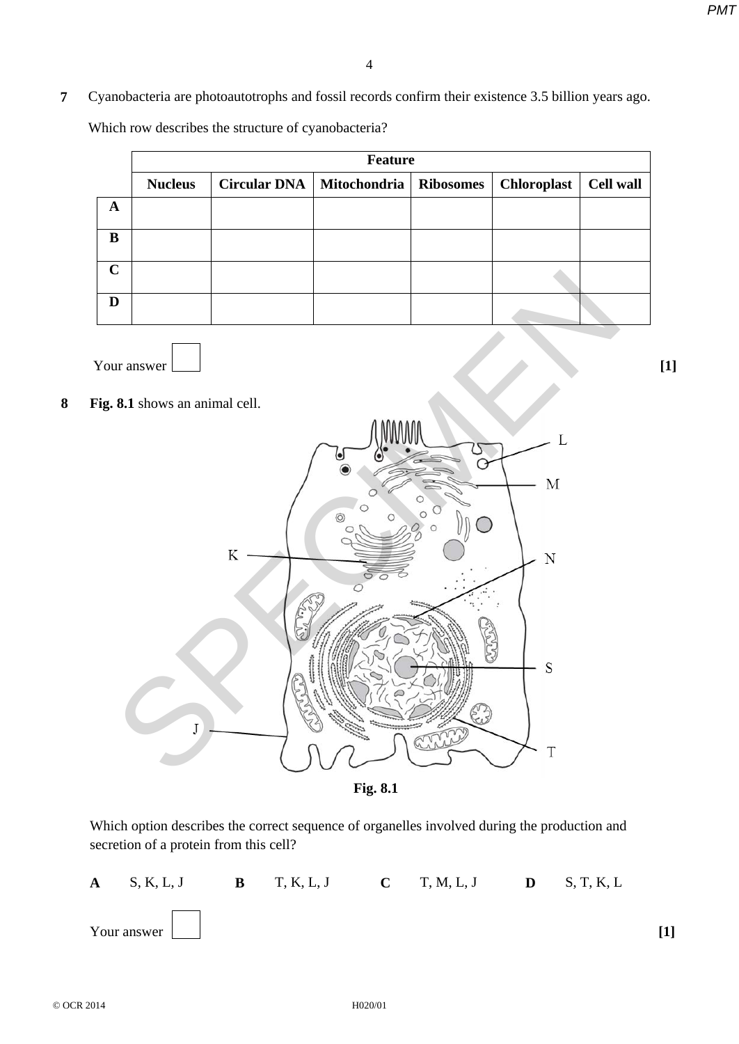**7** Cyanobacteria are photoautotrophs and fossil records confirm their existence 3.5 billion years ago.

Which row describes the structure of cyanobacteria?

| | Feature | | | | | |
|---|---|---|---|---|---|---|
| | **Nucleus** | **Circular DNA** | **Mitochondria** | **Ribosomes** | **Chloroplast** | **Cell wall** |
| **A** | | | | | | |
| **B** | | | | | | |
| **C** | | | | | | |
| **D** | | | | | | |

Your answer [ ] **[1]**

**8** **Fig. 8.1** shows an animal cell.

**Fig. 8.1**

Which option describes the correct sequence of organelles involved during the production and secretion of a protein from this cell?

**A** S, K, L, J **B** T, K, L, J **C** T, M, L, J **D** S, T, K, L

Your answer [ ] **[1]**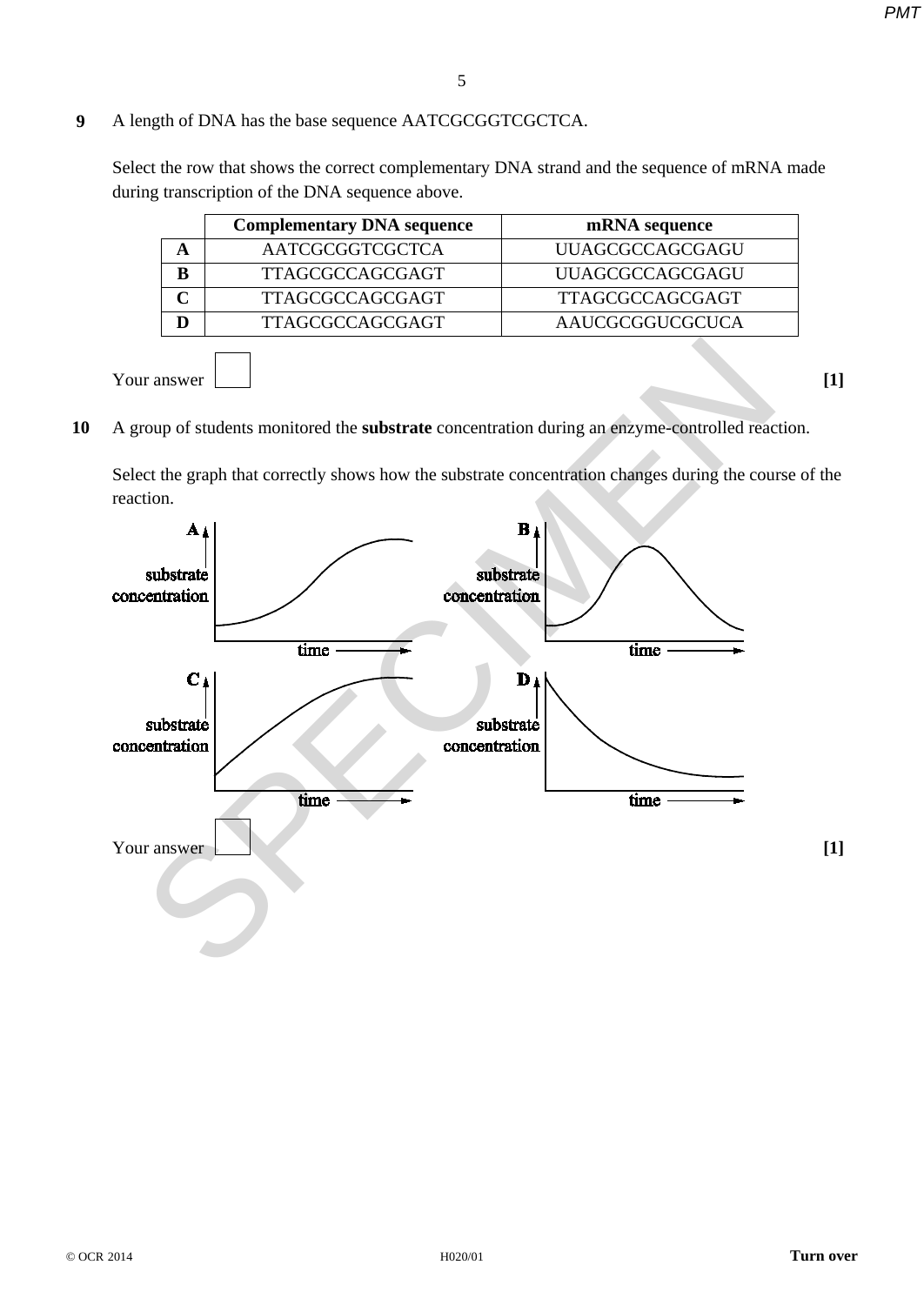**9** A length of DNA has the base sequence AATCGCGGTCGCTCA.

Select the row that shows the correct complementary DNA strand and the sequence of mRNA made during transcription of the DNA sequence above.

| | Complementary DNA sequence | mRNA sequence |
|---|---|---|
| **A** | AATCGCGGTCGCTCA | UUAGCGCCAGCGAGU |
| **B** | TTAGCGCCAGCGAGT | UUAGCGCCAGCGAGU |
| **C** | TTAGCGCCAGCGAGT | TTAGCGCCAGCGAGT |
| **D** | TTAGCGCCAGCGAGT | AAUCGCGGUCGCUCA |

Your answer [ ] **[1]**

**10** A group of students monitored the **substrate** concentration during an enzyme-controlled reaction.

Select the graph that correctly shows how the substrate concentration changes during the course of the reaction.

**A** substrate concentration / time

**B** substrate concentration / time

**C** substrate concentration / time

**D** substrate concentration / time

Your answer [ ] **[1]**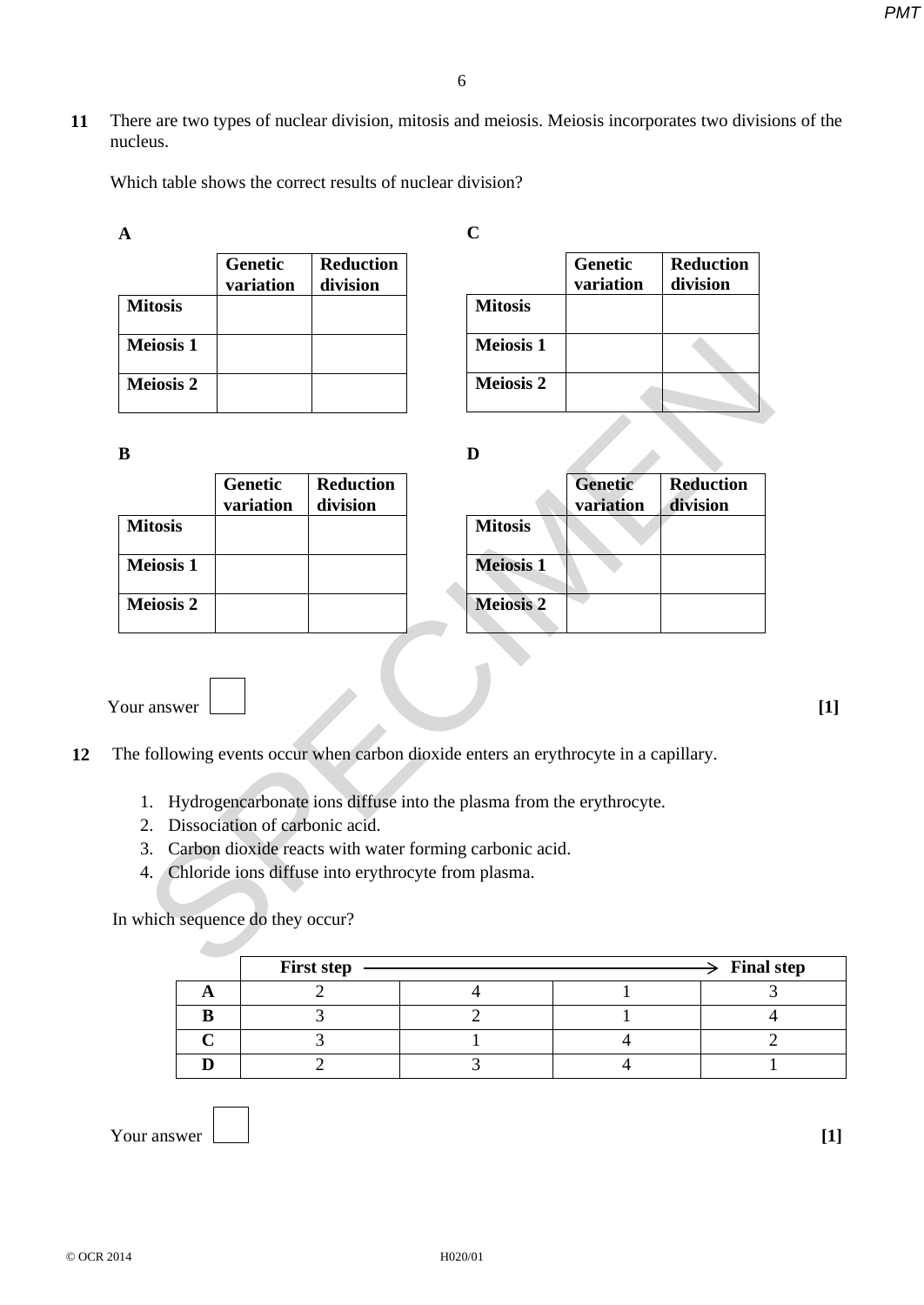**11** There are two types of nuclear division, mitosis and meiosis. Meiosis incorporates two divisions of the nucleus.

Which table shows the correct results of nuclear division?

**A**

| | Genetic variation | Reduction division |
|---|---|---|
| **Mitosis** | | |
| **Meiosis 1** | | |
| **Meiosis 2** | | |

**B**

| | Genetic variation | Reduction division |
|---|---|---|
| **Mitosis** | | |
| **Meiosis 1** | | |
| **Meiosis 2** | | |

**C**

| | Genetic variation | Reduction division |
|---|---|---|
| **Mitosis** | | |
| **Meiosis 1** | | |
| **Meiosis 2** | | |

**D**

| | Genetic variation | Reduction division |
|---|---|---|
| **Mitosis** | | |
| **Meiosis 1** | | |
| **Meiosis 2** | | |

Your answer ☐ **[1]**

**12** The following events occur when carbon dioxide enters an erythrocyte in a capillary.

1. Hydrogencarbonate ions diffuse into the plasma from the erythrocyte.
2. Dissociation of carbonic acid.
3. Carbon dioxide reacts with water forming carbonic acid.
4. Chloride ions diffuse into erythrocyte from plasma.

In which sequence do they occur?

| | First step | | | Final step |
|---|---|---|---|---|
| **A** | 2 | 4 | 1 | 3 |
| **B** | 3 | 2 | 1 | 4 |
| **C** | 3 | 1 | 4 | 2 |
| **D** | 2 | 3 | 4 | 1 |

Your answer ☐ **[1]**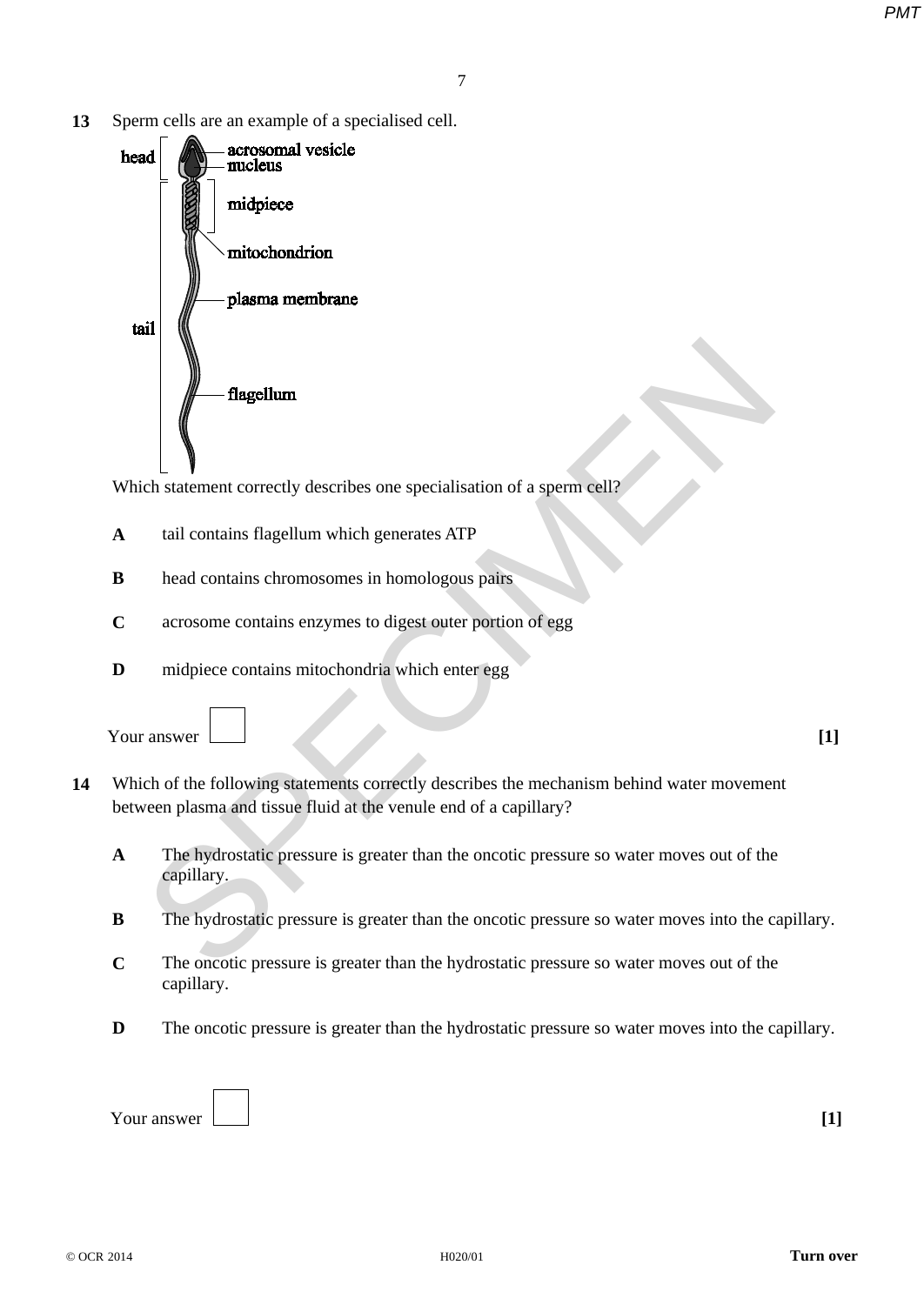**13** Sperm cells are an example of a specialised cell.

head — acrosomal vesicle, nucleus

midpiece

mitochondrion

plasma membrane

tail

flagellum

Which statement correctly describes one specialisation of a sperm cell?

**A** tail contains flagellum which generates ATP

**B** head contains chromosomes in homologous pairs

**C** acrosome contains enzymes to digest outer portion of egg

**D** midpiece contains mitochondria which enter egg

Your answer [ ] **[1]**

**14** Which of the following statements correctly describes the mechanism behind water movement between plasma and tissue fluid at the venule end of a capillary?

**A** The hydrostatic pressure is greater than the oncotic pressure so water moves out of the capillary.

**B** The hydrostatic pressure is greater than the oncotic pressure so water moves into the capillary.

**C** The oncotic pressure is greater than the hydrostatic pressure so water moves out of the capillary.

**D** The oncotic pressure is greater than the hydrostatic pressure so water moves into the capillary.

Your answer [ ] **[1]**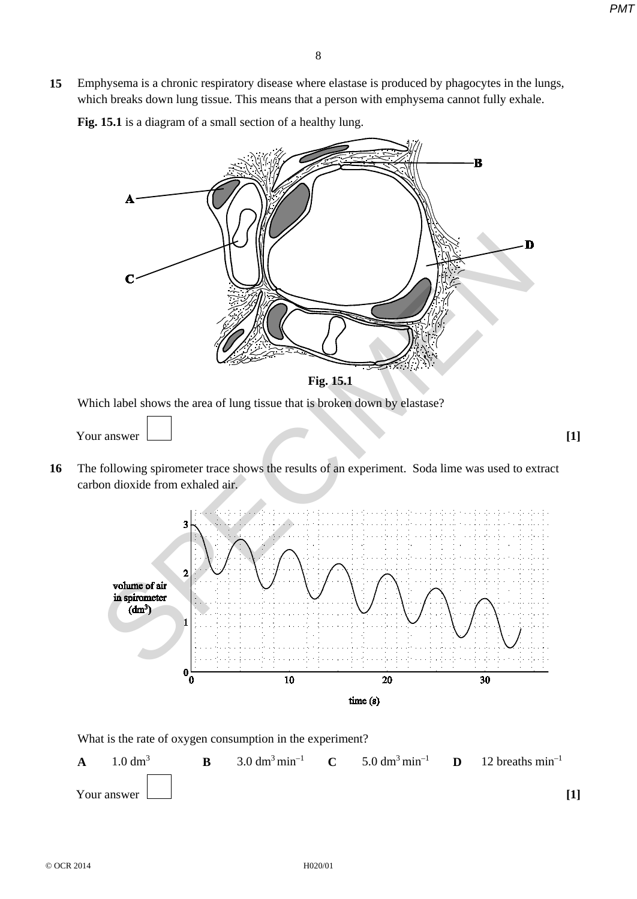**15** Emphysema is a chronic respiratory disease where elastase is produced by phagocytes in the lungs, which breaks down lung tissue. This means that a person with emphysema cannot fully exhale.

**Fig. 15.1** is a diagram of a small section of a healthy lung.

**Fig. 15.1**

Which label shows the area of lung tissue that is broken down by elastase?

Your answer [ ] **[1]**

**16** The following spirometer trace shows the results of an experiment. Soda lime was used to extract carbon dioxide from exhaled air.

What is the rate of oxygen consumption in the experiment?

**A** 1.0 $dm^3$ **B** 3.0 $dm^3\ min^{-1}$ **C** 5.0 $dm^3\ min^{-1}$ **D** 12 breaths $min^{-1}$

Your answer [ ] **[1]**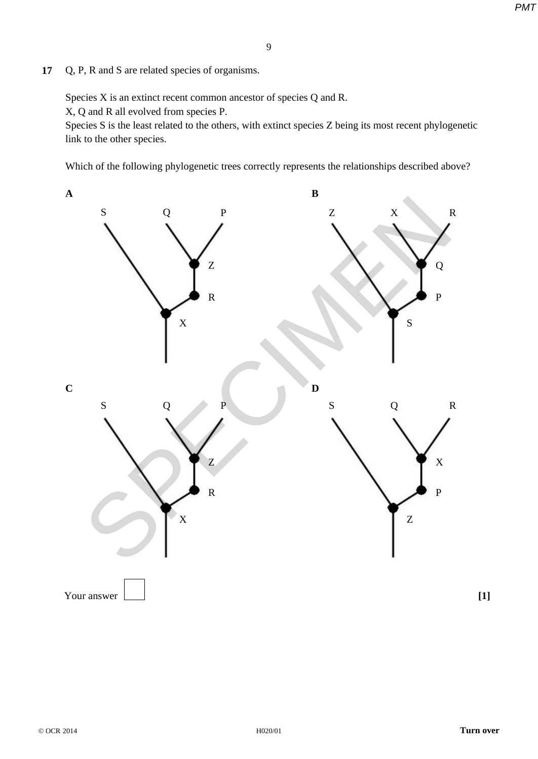**17** Q, P, R and S are related species of organisms.

Species X is an extinct recent common ancestor of species Q and R.
X, Q and R all evolved from species P.
Species S is the least related to the others, with extinct species Z being its most recent phylogenetic link to the other species.

Which of the following phylogenetic trees correctly represents the relationships described above?

**A**

S Q P

Z

R

X

**B**

Z X R

Q

P

S

**C**

S Q P

Z

R

X

**D**

S Q R

X

P

Z

Your answer ☐ **[1]**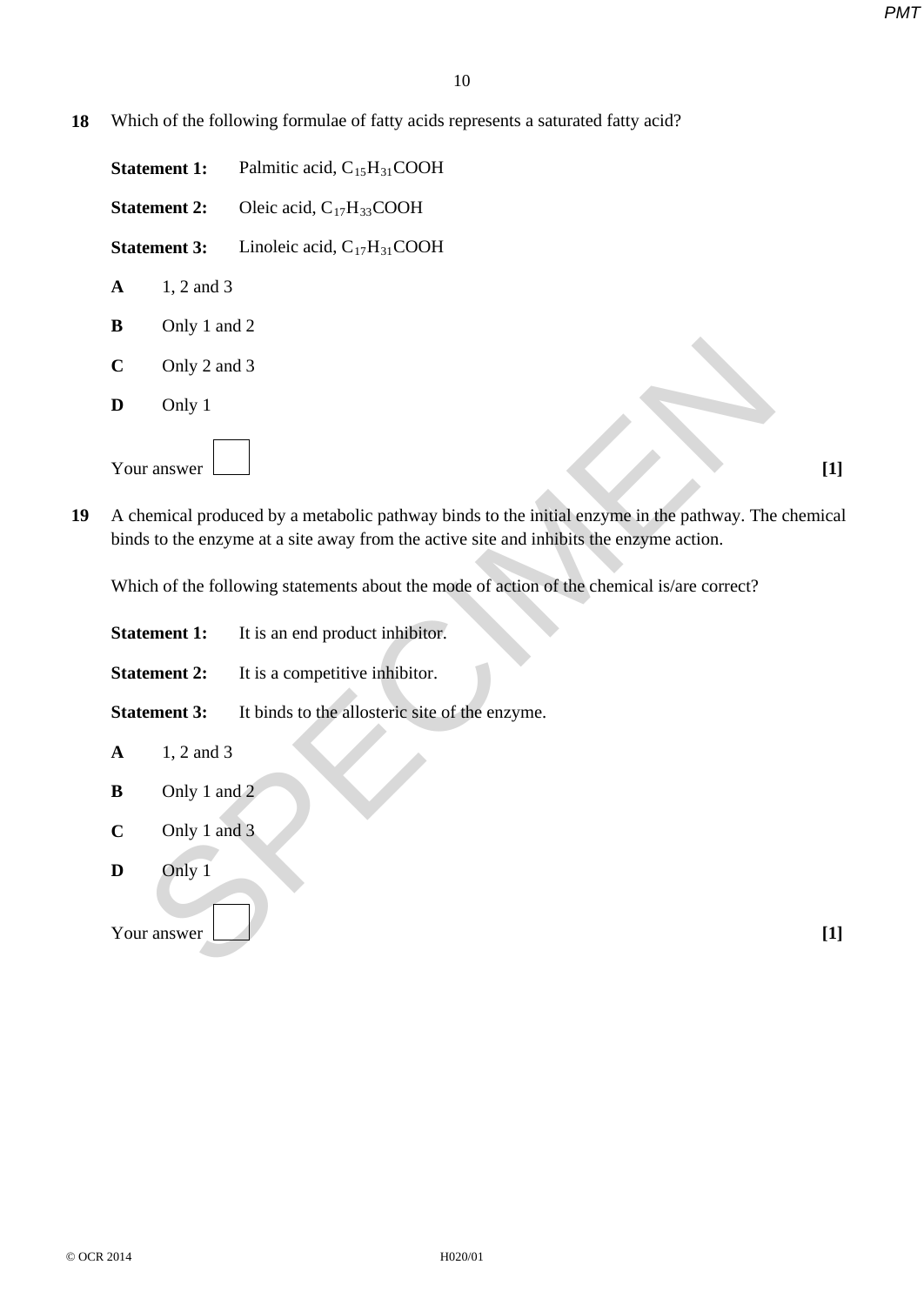**18** Which of the following formulae of fatty acids represents a saturated fatty acid?

**Statement 1:** Palmitic acid, $C_{15}H_{31}COOH$

**Statement 2:** Oleic acid, $C_{17}H_{33}COOH$

**Statement 3:** Linoleic acid, $C_{17}H_{31}COOH$

**A** 1, 2 and 3

**B** Only 1 and 2

**C** Only 2 and 3

**D** Only 1

Your answer [ ] **[1]**

**19** A chemical produced by a metabolic pathway binds to the initial enzyme in the pathway. The chemical binds to the enzyme at a site away from the active site and inhibits the enzyme action.

Which of the following statements about the mode of action of the chemical is/are correct?

**Statement 1:** It is an end product inhibitor.

**Statement 2:** It is a competitive inhibitor.

**Statement 3:** It binds to the allosteric site of the enzyme.

**A** 1, 2 and 3

**B** Only 1 and 2

**C** Only 1 and 3

**D** Only 1

Your answer [ ] **[1]**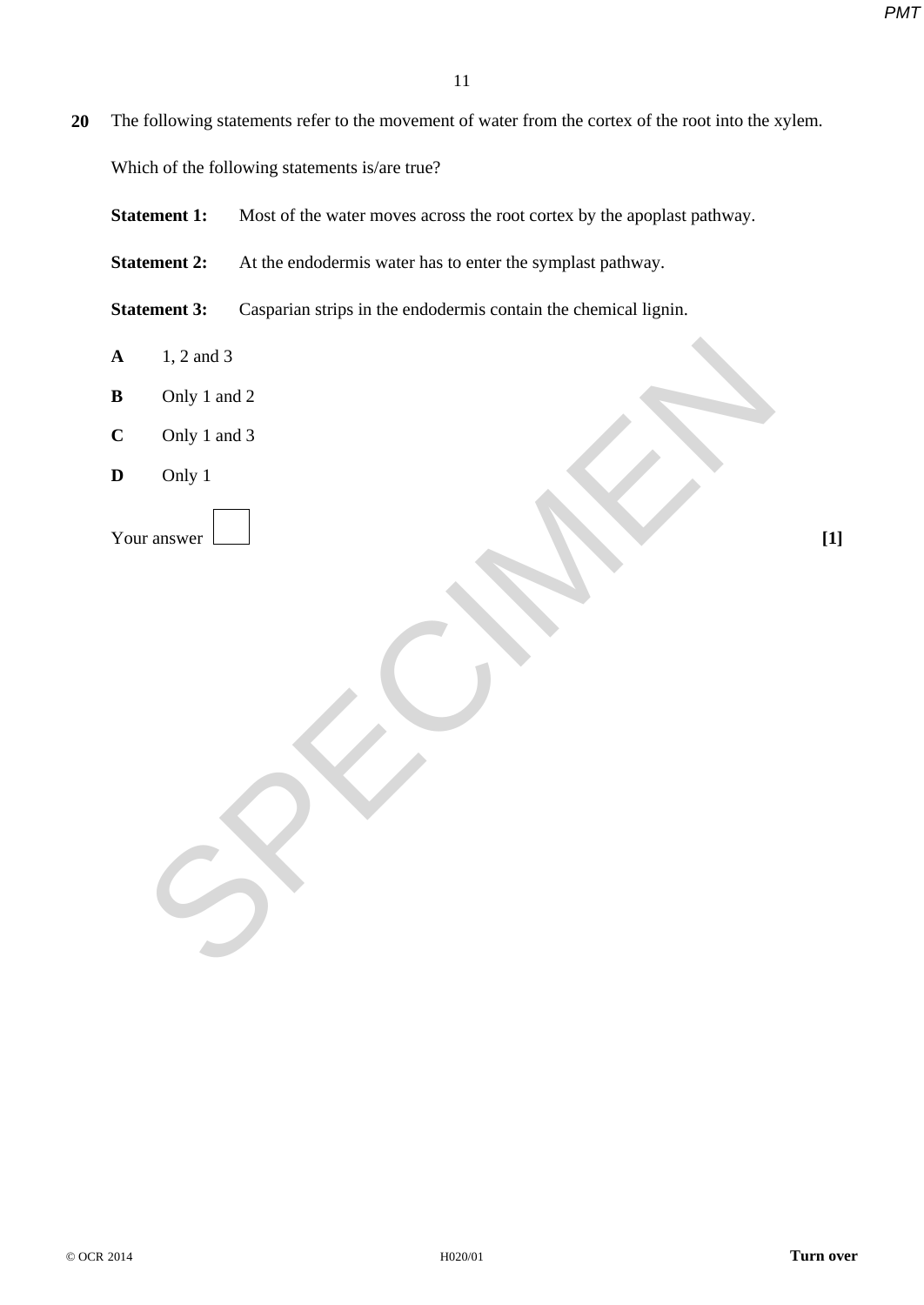**20** The following statements refer to the movement of water from the cortex of the root into the xylem.

Which of the following statements is/are true?

**Statement 1:** Most of the water moves across the root cortex by the apoplast pathway.

**Statement 2:** At the endodermis water has to enter the symplast pathway.

**Statement 3:** Casparian strips in the endodermis contain the chemical lignin.

**A** 1, 2 and 3

**B** Only 1 and 2

**C** Only 1 and 3

**D** Only 1

Your answer [ ] **[1]**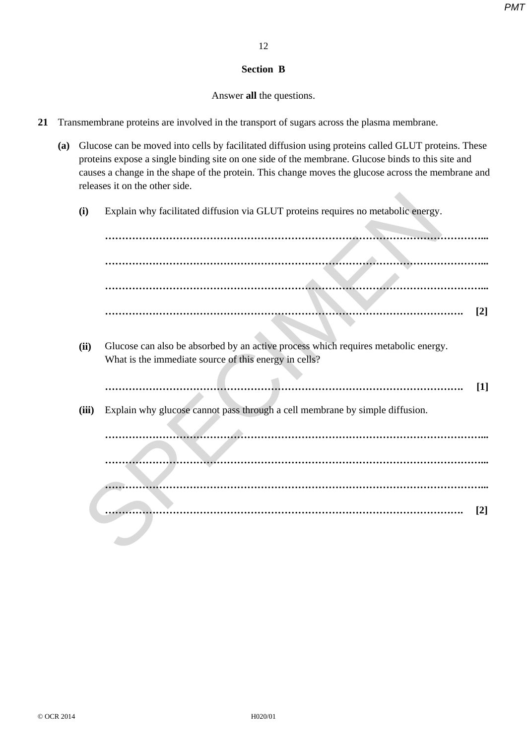## Section B

Answer **all** the questions.

**21** Transmembrane proteins are involved in the transport of sugars across the plasma membrane.

**(a)** Glucose can be moved into cells by facilitated diffusion using proteins called GLUT proteins. These proteins expose a single binding site on one side of the membrane. Glucose binds to this site and causes a change in the shape of the protein. This change moves the glucose across the membrane and releases it on the other side.

**(i)** Explain why facilitated diffusion via GLUT proteins requires no metabolic energy.

……………………………………………………………………………………………………...

……………………………………………………………………………………………………...

……………………………………………………………………………………………………...

…………………………………………………………………………………………………. **[2]**

**(ii)** Glucose can also be absorbed by an active process which requires metabolic energy. What is the immediate source of this energy in cells?

…………………………………………………………………………………………………. **[1]**

**(iii)** Explain why glucose cannot pass through a cell membrane by simple diffusion.

……………………………………………………………………………………………………...

……………………………………………………………………………………………………...

……………………………………………………………………………………………………...

…………………………………………………………………………………………………. **[2]**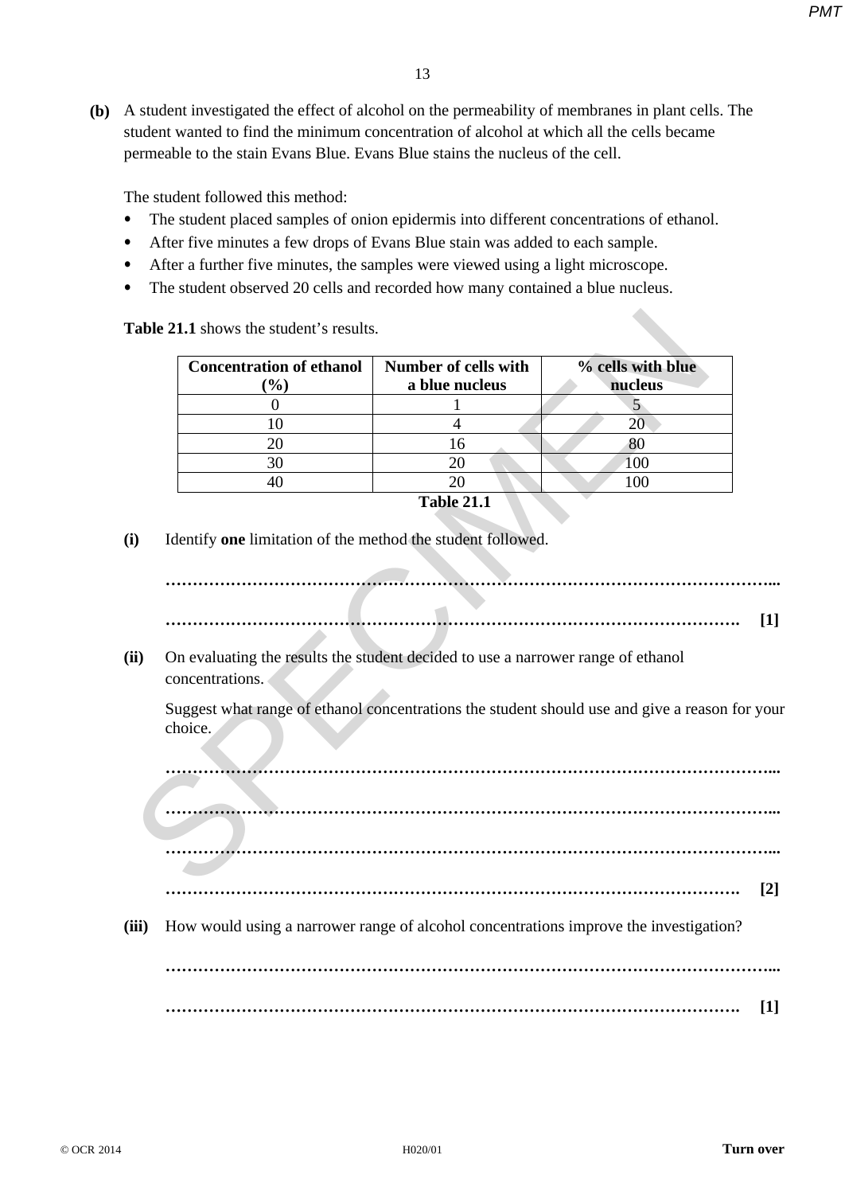**(b)** A student investigated the effect of alcohol on the permeability of membranes in plant cells. The student wanted to find the minimum concentration of alcohol at which all the cells became permeable to the stain Evans Blue. Evans Blue stains the nucleus of the cell.

The student followed this method:

- The student placed samples of onion epidermis into different concentrations of ethanol.
- After five minutes a few drops of Evans Blue stain was added to each sample.
- After a further five minutes, the samples were viewed using a light microscope.
- The student observed 20 cells and recorded how many contained a blue nucleus.

**Table 21.1** shows the student's results.

| Concentration of ethanol (%) | Number of cells with a blue nucleus | % cells with blue nucleus |
|---|---|---|
| 0 | 1 | 5 |
| 10 | 4 | 20 |
| 20 | 16 | 80 |
| 30 | 20 | 100 |
| 40 | 20 | 100 |

**Table 21.1**

**(i)** Identify **one** limitation of the method the student followed.

………………………………………………………………………………………………...

……………………………………………………………………………………………. **[1]**

**(ii)** On evaluating the results the student decided to use a narrower range of ethanol concentrations.

Suggest what range of ethanol concentrations the student should use and give a reason for your choice.

………………………………………………………………………………………………...

………………………………………………………………………………………………...

………………………………………………………………………………………………...

……………………………………………………………………………………………. **[2]**

**(iii)** How would using a narrower range of alcohol concentrations improve the investigation?

………………………………………………………………………………………………...

……………………………………………………………………………………………. **[1]**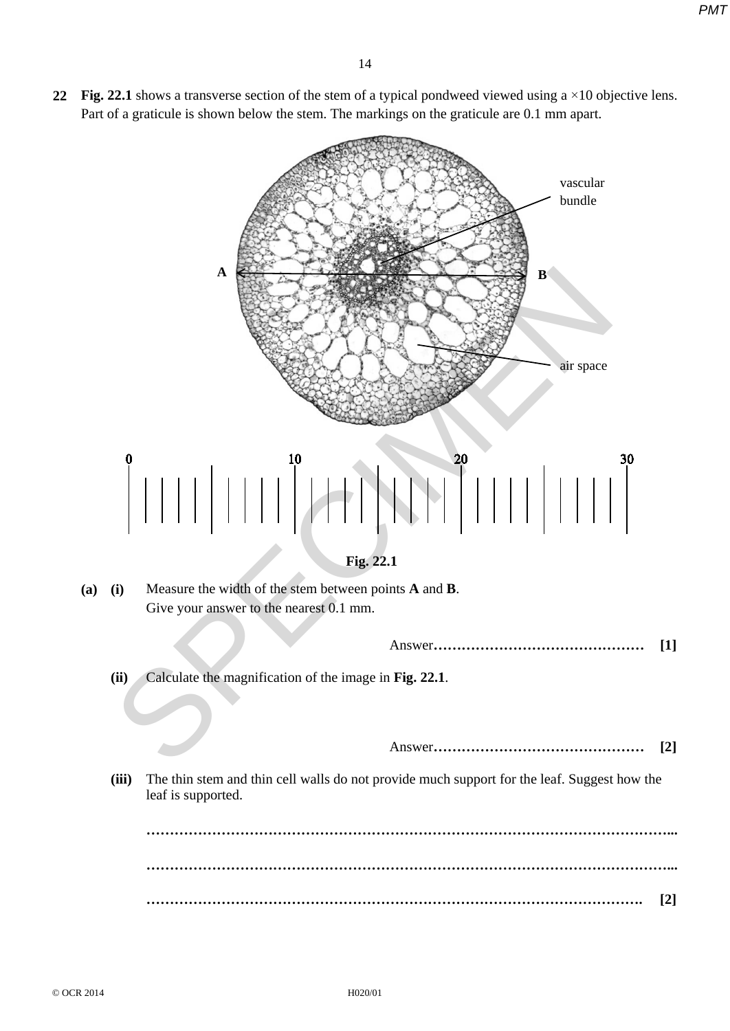**22** **Fig. 22.1** shows a transverse section of the stem of a typical pondweed viewed using a ×10 objective lens. Part of a graticule is shown below the stem. The markings on the graticule are 0.1 mm apart.

**Fig. 22.1**

**(a)** **(i)** Measure the width of the stem between points **A** and **B**.
Give your answer to the nearest 0.1 mm.

Answer……………………………………… **[1]**

**(ii)** Calculate the magnification of the image in **Fig. 22.1**.

Answer……………………………………… **[2]**

**(iii)** The thin stem and thin cell walls do not provide much support for the leaf. Suggest how the leaf is supported.

……………………………………………………………………………………………………...

……………………………………………………………………………………………………...

…………………………………………………………………………………………… **[2]**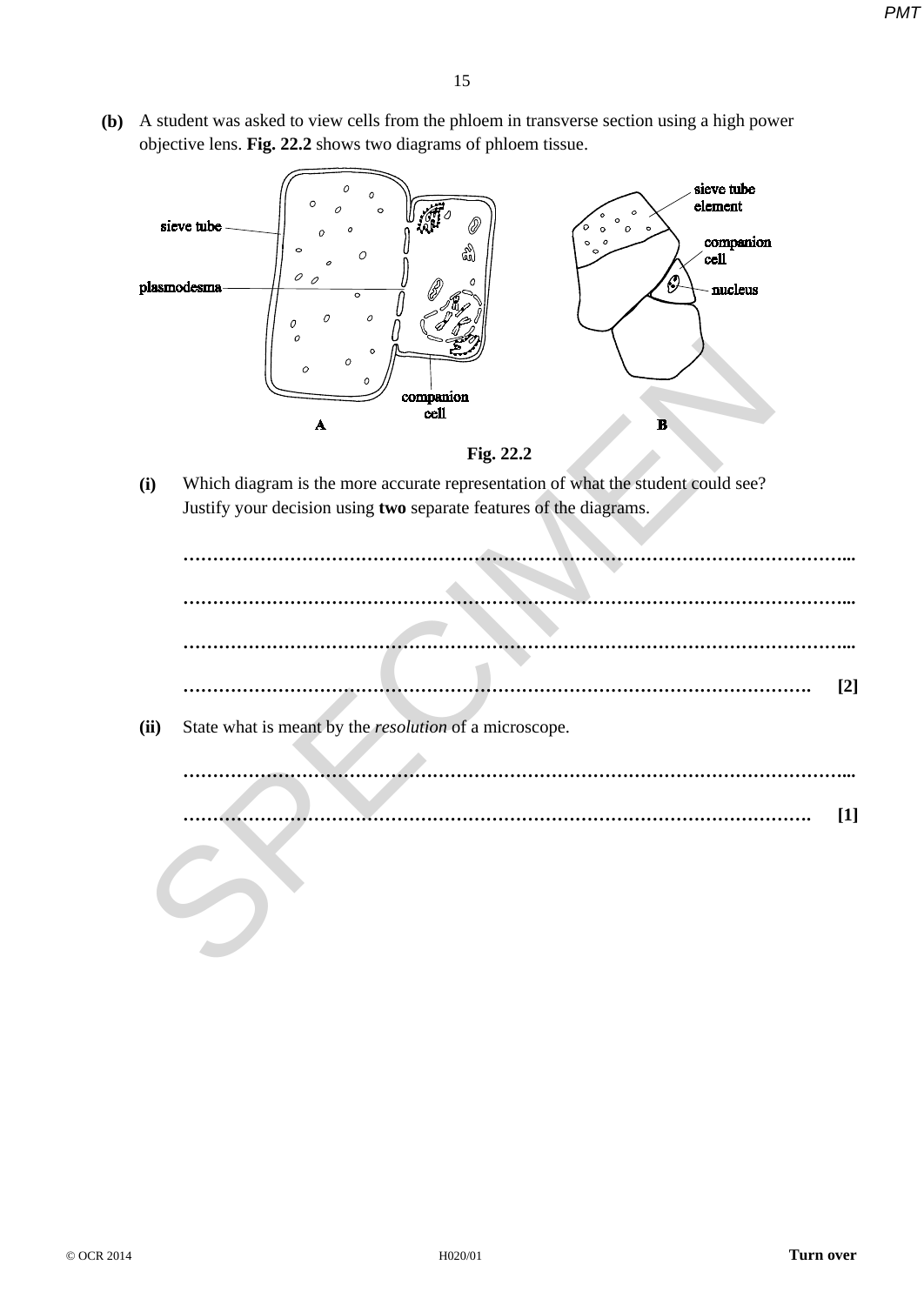**(b)** A student was asked to view cells from the phloem in transverse section using a high power objective lens. **Fig. 22.2** shows two diagrams of phloem tissue.

sieve tube

plasmodesma

companion cell

**A**

sieve tube element

companion cell

nucleus

**B**

**Fig. 22.2**

**(i)** Which diagram is the more accurate representation of what the student could see? Justify your decision using **two** separate features of the diagrams.

…………………………………………………………………………………………………...

…………………………………………………………………………………………………...

…………………………………………………………………………………………………...

……………………………………………………………………………………………. **[2]**

**(ii)** State what is meant by the *resolution* of a microscope.

…………………………………………………………………………………………………...

……………………………………………………………………………………………. **[1]**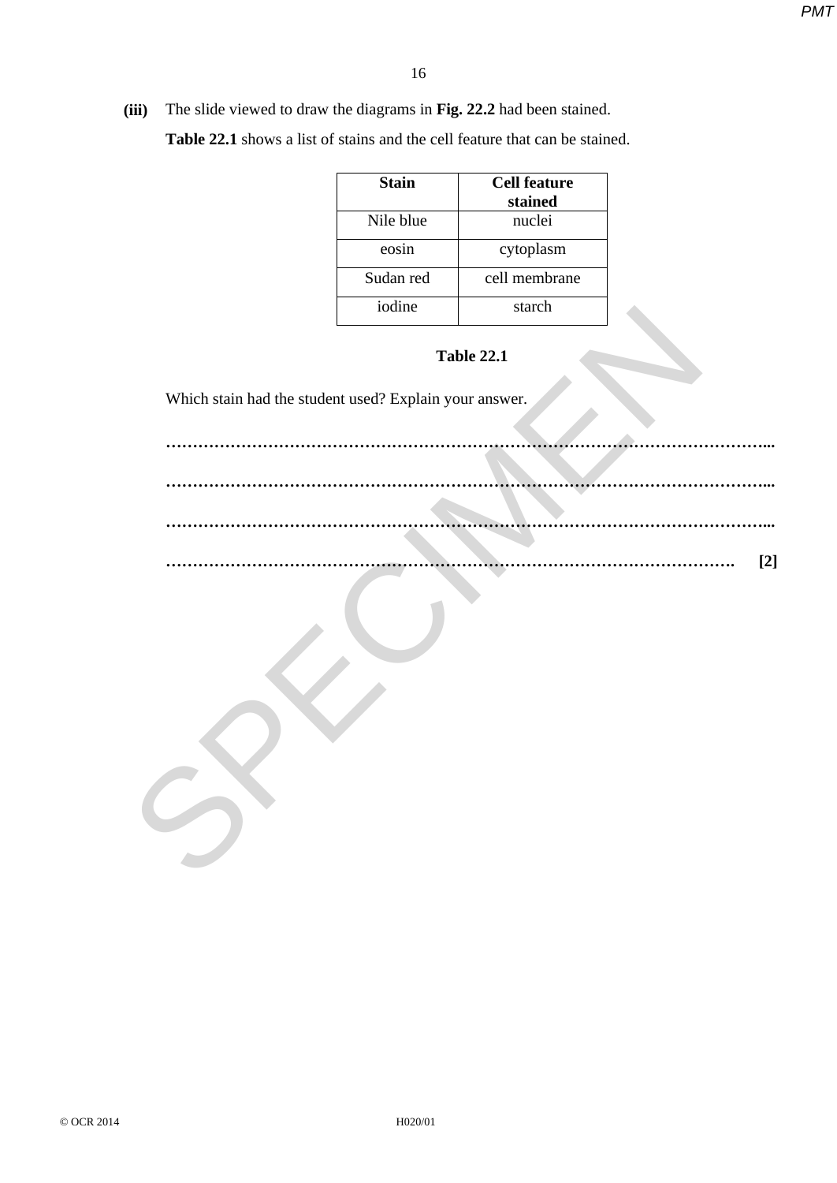**(iii)** The slide viewed to draw the diagrams in **Fig. 22.2** had been stained.

**Table 22.1** shows a list of stains and the cell feature that can be stained.

| Stain | Cell feature stained |
|---|---|
| Nile blue | nuclei |
| eosin | cytoplasm |
| Sudan red | cell membrane |
| iodine | starch |

**Table 22.1**

Which stain had the student used? Explain your answer.

…………………………………………………………………………………………………...

…………………………………………………………………………………………………...

…………………………………………………………………………………………………...

……………………………………………………………………………………………. **[2]**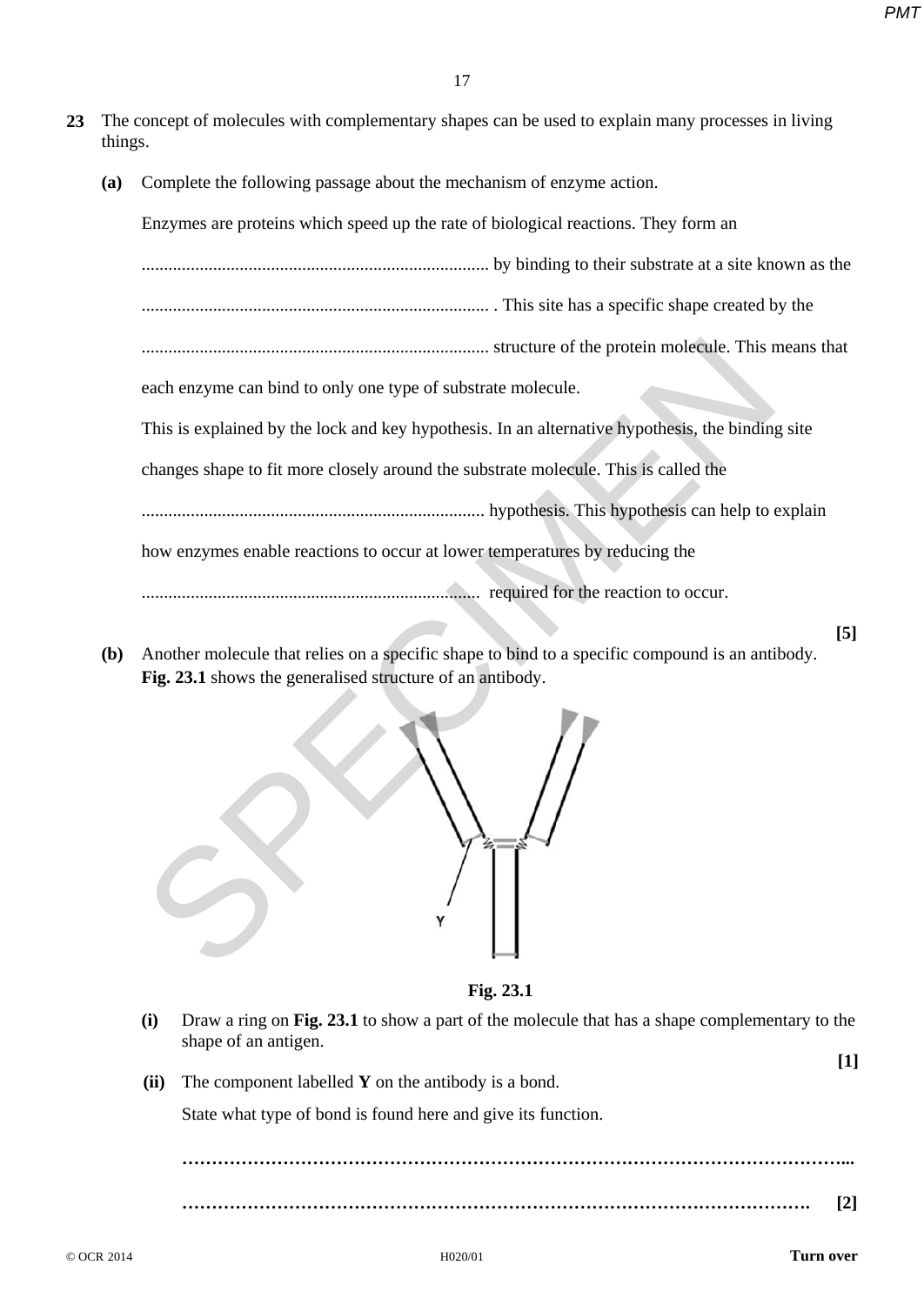**23** The concept of molecules with complementary shapes can be used to explain many processes in living things.

**(a)** Complete the following passage about the mechanism of enzyme action.

Enzymes are proteins which speed up the rate of biological reactions. They form an

............................................................................ by binding to their substrate at a site known as the

............................................................................ . This site has a specific shape created by the

............................................................................ structure of the protein molecule. This means that each enzyme can bind to only one type of substrate molecule.

This is explained by the lock and key hypothesis. In an alternative hypothesis, the binding site changes shape to fit more closely around the substrate molecule. This is called the

............................................................................ hypothesis. This hypothesis can help to explain how enzymes enable reactions to occur at lower temperatures by reducing the

............................................................................ required for the reaction to occur.

**[5]**

**(b)** Another molecule that relies on a specific shape to bind to a specific compound is an antibody. **Fig. 23.1** shows the generalised structure of an antibody.

Y

**Fig. 23.1**

**(i)** Draw a ring on **Fig. 23.1** to show a part of the molecule that has a shape complementary to the shape of an antigen.

**[1]**

**(ii)** The component labelled **Y** on the antibody is a bond.

State what type of bond is found here and give its function.

......................................................................................................................

...................................................................................................................... **[2]**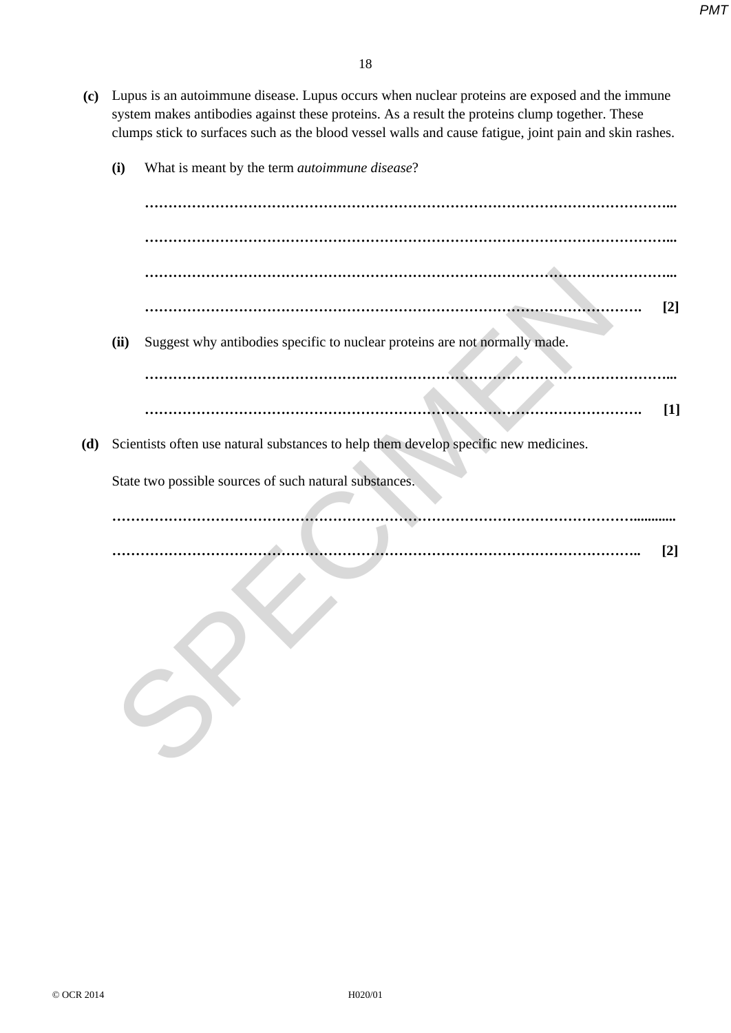**(c)** Lupus is an autoimmune disease. Lupus occurs when nuclear proteins are exposed and the immune system makes antibodies against these proteins. As a result the proteins clump together. These clumps stick to surfaces such as the blood vessel walls and cause fatigue, joint pain and skin rashes.

**(i)** What is meant by the term *autoimmune disease*?

……………………………………………………………………………………………………...

……………………………………………………………………………………………………...

……………………………………………………………………………………………………...

…………………………………………………………………………………………… **[2]**

**(ii)** Suggest why antibodies specific to nuclear proteins are not normally made.

……………………………………………………………………………………………………...

…………………………………………………………………………………………… **[1]**

**(d)** Scientists often use natural substances to help them develop specific new medicines.

State two possible sources of such natural substances.

……………………………………………………………………………………………………...........

…………………………………………………………………………………………………….. **[2]**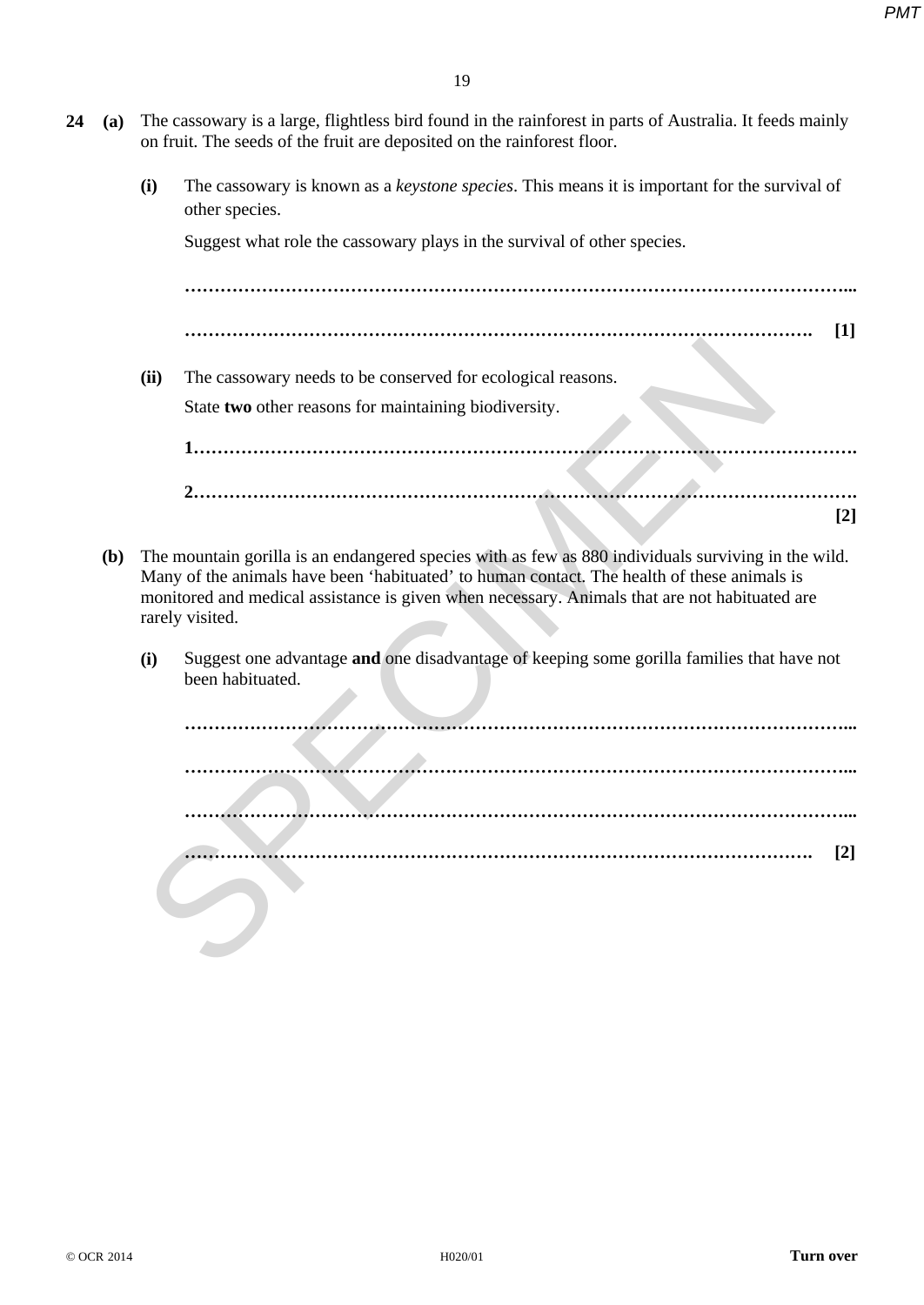**24 (a)** The cassowary is a large, flightless bird found in the rainforest in parts of Australia. It feeds mainly on fruit. The seeds of the fruit are deposited on the rainforest floor.

**(i)** The cassowary is known as a *keystone species*. This means it is important for the survival of other species.

Suggest what role the cassowary plays in the survival of other species.

…………………………………………………………………………………………………...

…………………………………………………………………………………………. **[1]**

**(ii)** The cassowary needs to be conserved for ecological reasons.

State **two** other reasons for maintaining biodiversity.

**1**……………………………………………………………………………………………….

**2**……………………………………………………………………………………………….

**[2]**

**(b)** The mountain gorilla is an endangered species with as few as 880 individuals surviving in the wild. Many of the animals have been 'habituated' to human contact. The health of these animals is monitored and medical assistance is given when necessary. Animals that are not habituated are rarely visited.

**(i)** Suggest one advantage **and** one disadvantage of keeping some gorilla families that have not been habituated.

…………………………………………………………………………………………………...

…………………………………………………………………………………………………...

…………………………………………………………………………………………………...

…………………………………………………………………………………………. **[2]**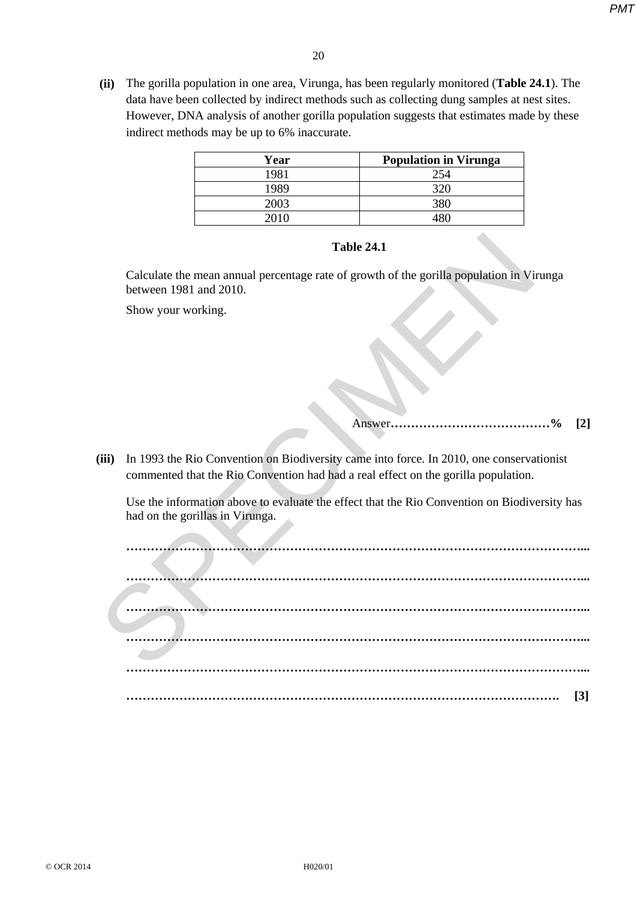**(ii)** The gorilla population in one area, Virunga, has been regularly monitored (**Table 24.1**). The data have been collected by indirect methods such as collecting dung samples at nest sites. However, DNA analysis of another gorilla population suggests that estimates made by these indirect methods may be up to 6% inaccurate.

| Year | Population in Virunga |
|---|---|
| 1981 | 254 |
| 1989 | 320 |
| 2003 | 380 |
| 2010 | 480 |

**Table 24.1**

Calculate the mean annual percentage rate of growth of the gorilla population in Virunga between 1981 and 2010.

Show your working.

Answer.....................................% **[2]**

**(iii)** In 1993 the Rio Convention on Biodiversity came into force. In 2010, one conservationist commented that the Rio Convention had had a real effect on the gorilla population.

Use the information above to evaluate the effect that the Rio Convention on Biodiversity has had on the gorillas in Virunga.

..........................................................................................................

..........................................................................................................

..........................................................................................................

..........................................................................................................

..........................................................................................................

.......................................................................................................... **[3]**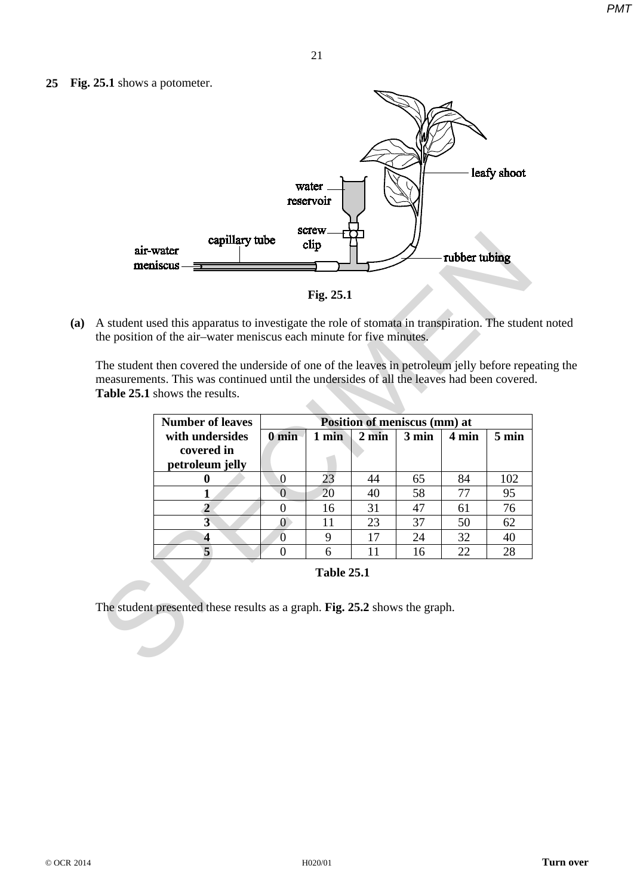**25** **Fig. 25.1** shows a potometer.

water reservoir

screw clip

capillary tube

air-water meniscus

leafy shoot

rubber tubing

**Fig. 25.1**

**(a)** A student used this apparatus to investigate the role of stomata in transpiration. The student noted the position of the air–water meniscus each minute for five minutes.

The student then covered the underside of one of the leaves in petroleum jelly before repeating the measurements. This was continued until the undersides of all the leaves had been covered. **Table 25.1** shows the results.

| Number of leaves with undersides covered in petroleum jelly | Position of meniscus (mm) at | | | | | |
|---|---|---|---|---|---|---|
| | 0 min | 1 min | 2 min | 3 min | 4 min | 5 min |
| **0** | 0 | 23 | 44 | 65 | 84 | 102 |
| **1** | 0 | 20 | 40 | 58 | 77 | 95 |
| **2** | 0 | 16 | 31 | 47 | 61 | 76 |
| **3** | 0 | 11 | 23 | 37 | 50 | 62 |
| **4** | 0 | 9 | 17 | 24 | 32 | 40 |
| **5** | 0 | 6 | 11 | 16 | 22 | 28 |

**Table 25.1**

The student presented these results as a graph. **Fig. 25.2** shows the graph.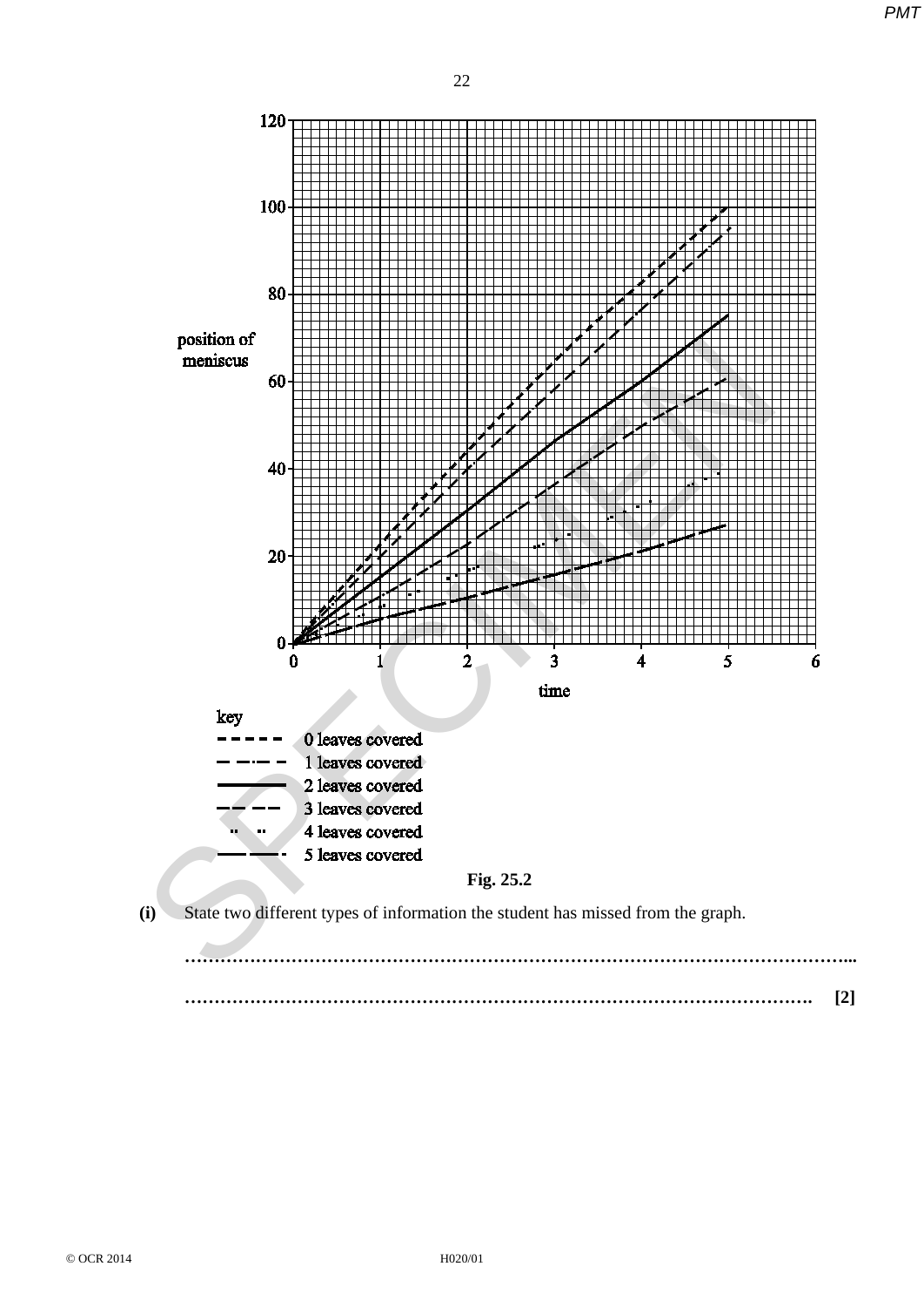position of meniscus

time

key

- 0 leaves covered
- 1 leaves covered
- 2 leaves covered
- 3 leaves covered
- 4 leaves covered
- 5 leaves covered

**Fig. 25.2**

**(i)** State two different types of information the student has missed from the graph.

………………………………………………………………………………………………………...

…………………………………………………………………………………………………. **[2]**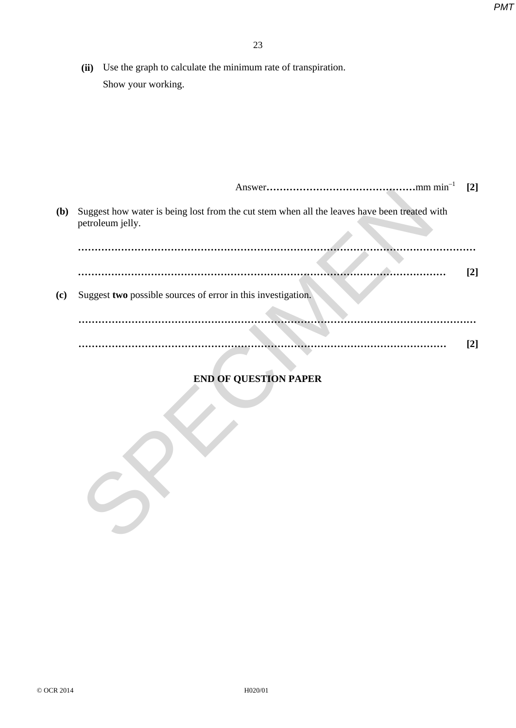**(ii)** Use the graph to calculate the minimum rate of transpiration.

Show your working.

Answer………………………………………mm min$^{-1}$ **[2]**

**(b)** Suggest how water is being lost from the cut stem when all the leaves have been treated with petroleum jelly.

……………………………………………………………………………………………………

…………………………………………………………………………………………… **[2]**

**(c)** Suggest **two** possible sources of error in this investigation.

……………………………………………………………………………………………………

…………………………………………………………………………………………… **[2]**

**END OF QUESTION PAPER**